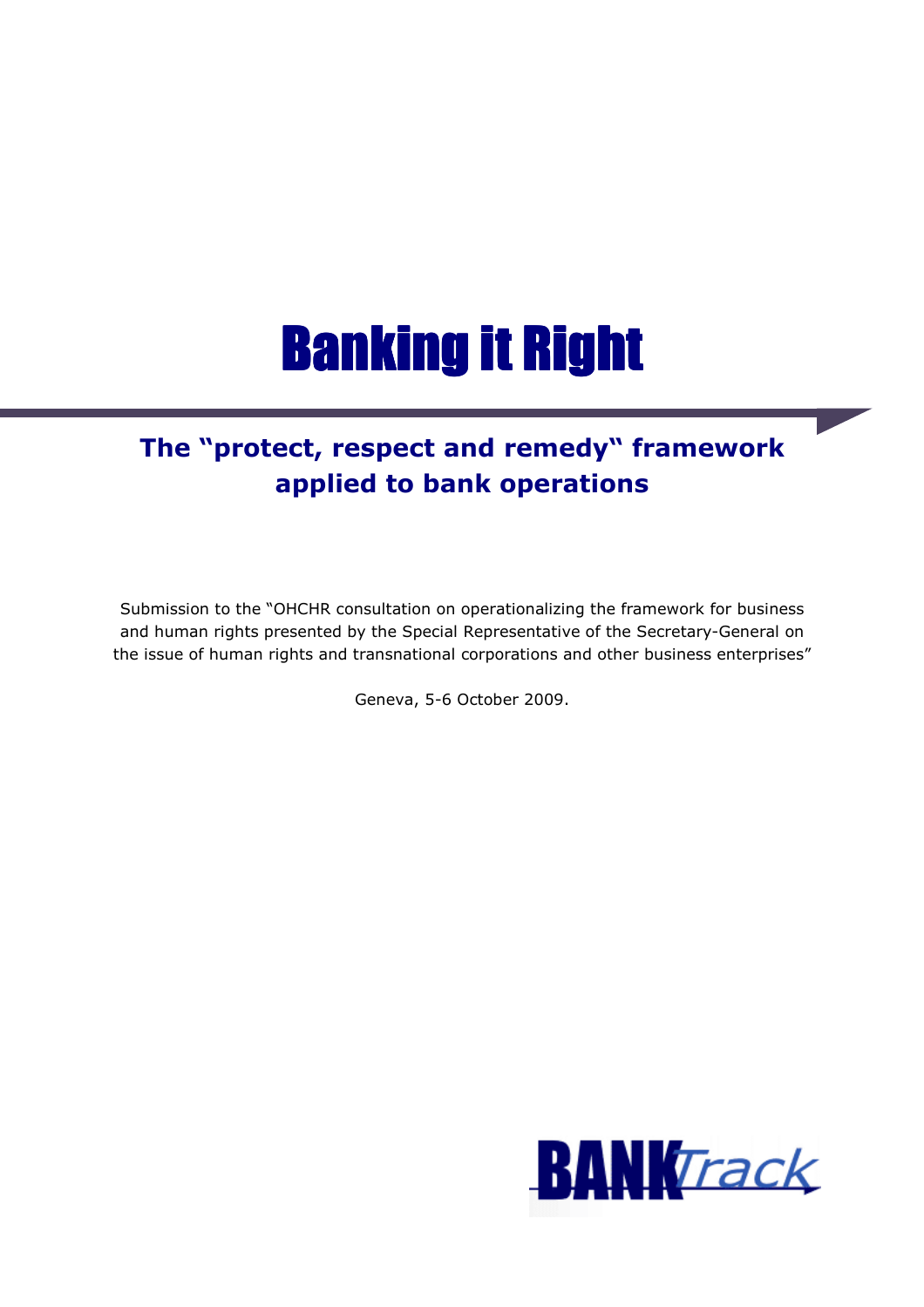# Banking it Right

## The "protect, respect and remedy" framework applied to bank operations

Submission to the "OHCHR consultation on operationalizing the framework for business and human rights presented by the Special Representative of the Secretary-General on the issue of human rights and transnational corporations and other business enterprises"

Geneva, 5-6 October 2009.

BANKTrack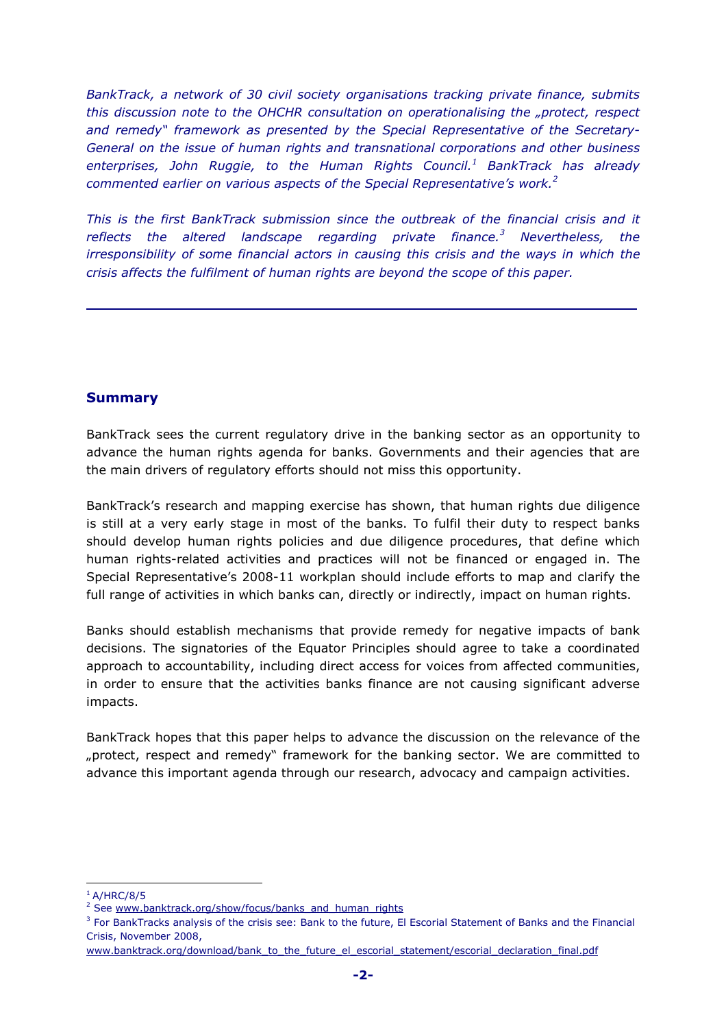*BankTrack, a network of 30 civil society organisations tracking private finance, submits this discussion note to the OHCHR consultation on operationalising the „protect, respect and remedy" framework as presented by the Special Representative of the Secretary-General on the issue of human rights and transnational corporations and other business enterprises, John Ruggie, to the Human Rights Council.[1] BankTrack has already commented earlier on various aspects of the Special Representative's work.[2]*

*This is the first BankTrack submission since the outbreak of the financial crisis and it reflects the altered landscape regarding private finance.[3] Nevertheless, the irresponsibility of some financial actors in causing this crisis and the ways in which the crisis affects the fulfilment of human rights are beyond the scope of this paper.*

---

## Summary

BankTrack sees the current regulatory drive in the banking sector as an opportunity to advance the human rights agenda for banks. Governments and their agencies that are the main drivers of regulatory efforts should not miss this opportunity.

BankTrack's research and mapping exercise has shown, that human rights due diligence is still at a very early stage in most of the banks. To fulfil their duty to respect banks should develop human rights policies and due diligence procedures, that define which human rights-related activities and practices will not be financed or engaged in. The Special Representative's 2008-11 workplan should include efforts to map and clarify the full range of activities in which banks can, directly or indirectly, impact on human rights.

Banks should establish mechanisms that provide remedy for negative impacts of bank decisions. The signatories of the Equator Principles should agree to take a coordinated approach to accountability, including direct access for voices from affected communities, in order to ensure that the activities banks finance are not causing significant adverse impacts.

BankTrack hopes that this paper helps to advance the discussion on the relevance of the „protect, respect and remedy" framework for the banking sector. We are committed to advance this important agenda through our research, advocacy and campaign activities.

---

[1] A/HRC/8/5

[2] See www.banktrack.org/show/focus/banks_and_human_rights

[3] For BankTracks analysis of the crisis see: Bank to the future, El Escorial Statement of Banks and the Financial Crisis, November 2008, www.banktrack.org/download/bank_to_the_future_el_escorial_statement/escorial_declaration_final.pdf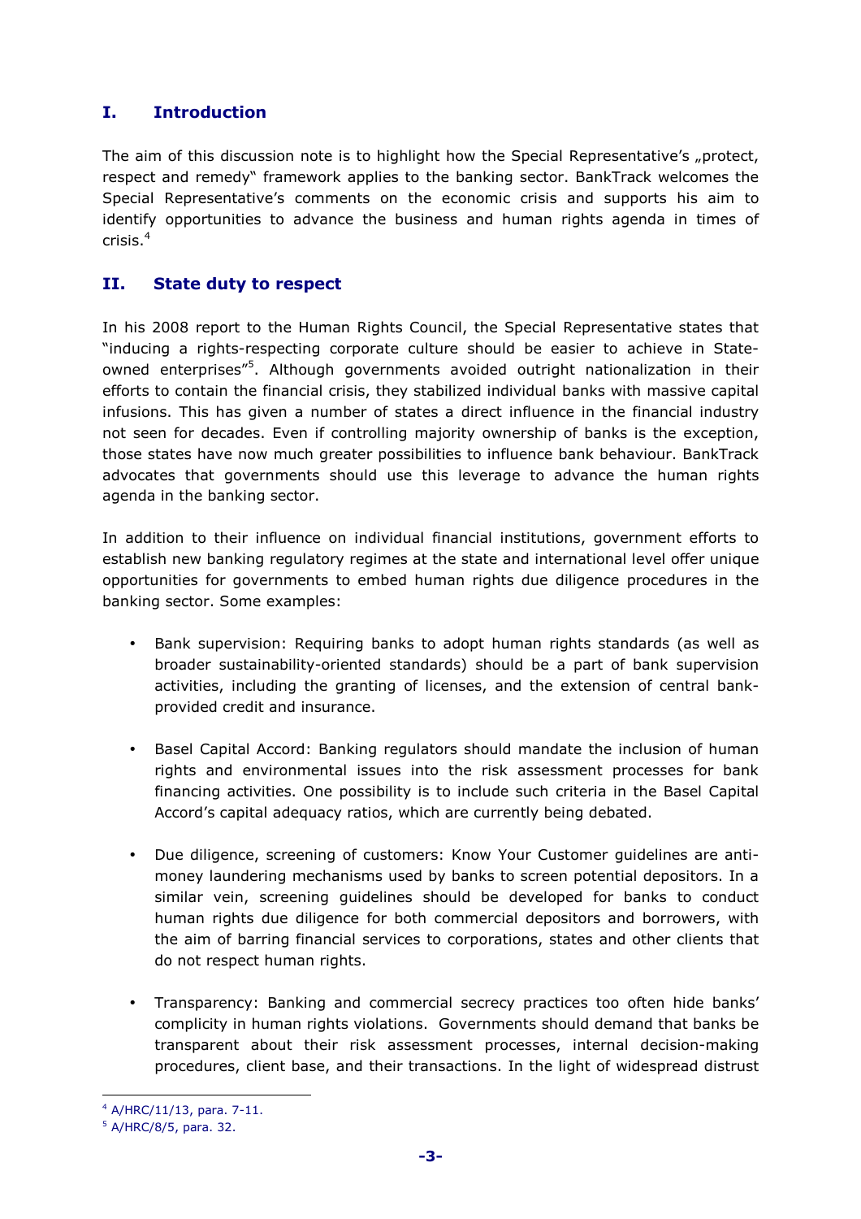## I. Introduction

The aim of this discussion note is to highlight how the Special Representative's „protect, respect and remedy" framework applies to the banking sector. BankTrack welcomes the Special Representative's comments on the economic crisis and supports his aim to identify opportunities to advance the business and human rights agenda in times of crisis.[4]

## II. State duty to respect

In his 2008 report to the Human Rights Council, the Special Representative states that "inducing a rights-respecting corporate culture should be easier to achieve in State-owned enterprises"[5]. Although governments avoided outright nationalization in their efforts to contain the financial crisis, they stabilized individual banks with massive capital infusions. This has given a number of states a direct influence in the financial industry not seen for decades. Even if controlling majority ownership of banks is the exception, those states have now much greater possibilities to influence bank behaviour. BankTrack advocates that governments should use this leverage to advance the human rights agenda in the banking sector.

In addition to their influence on individual financial institutions, government efforts to establish new banking regulatory regimes at the state and international level offer unique opportunities for governments to embed human rights due diligence procedures in the banking sector. Some examples:

- Bank supervision: Requiring banks to adopt human rights standards (as well as broader sustainability-oriented standards) should be a part of bank supervision activities, including the granting of licenses, and the extension of central bank-provided credit and insurance.
- Basel Capital Accord: Banking regulators should mandate the inclusion of human rights and environmental issues into the risk assessment processes for bank financing activities. One possibility is to include such criteria in the Basel Capital Accord's capital adequacy ratios, which are currently being debated.
- Due diligence, screening of customers: Know Your Customer guidelines are anti-money laundering mechanisms used by banks to screen potential depositors. In a similar vein, screening guidelines should be developed for banks to conduct human rights due diligence for both commercial depositors and borrowers, with the aim of barring financial services to corporations, states and other clients that do not respect human rights.
- Transparency: Banking and commercial secrecy practices too often hide banks' complicity in human rights violations. Governments should demand that banks be transparent about their risk assessment processes, internal decision-making procedures, client base, and their transactions. In the light of widespread distrust

---

[4] A/HRC/11/13, para. 7-11.

[5] A/HRC/8/5, para. 32.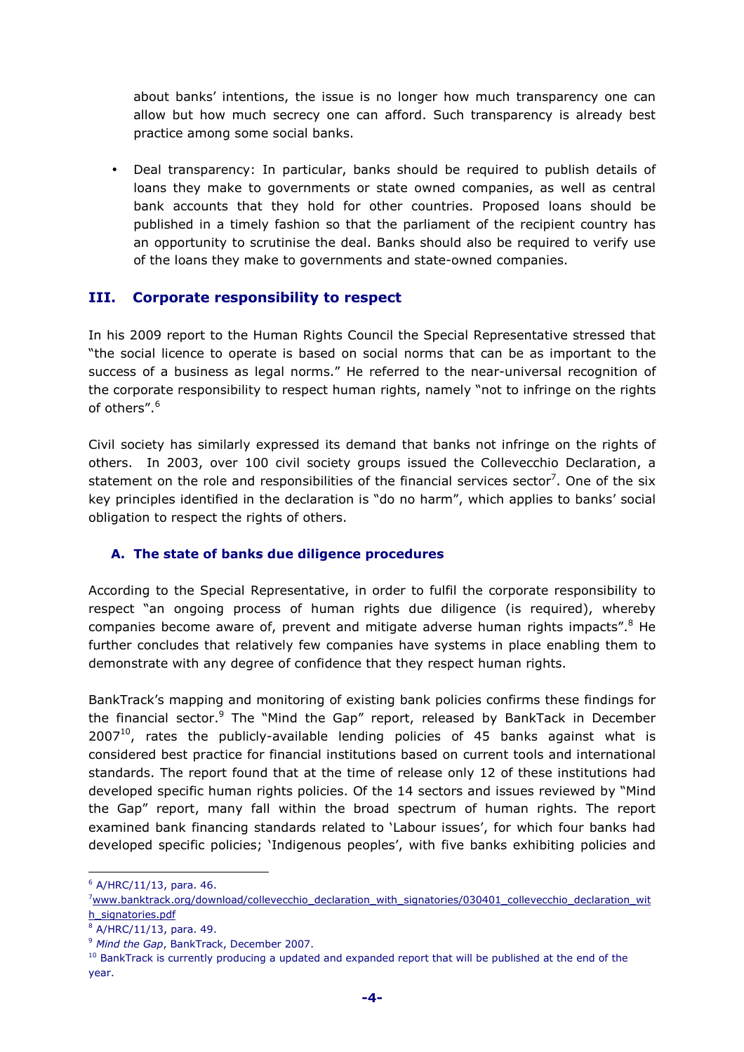about banks' intentions, the issue is no longer how much transparency one can allow but how much secrecy one can afford. Such transparency is already best practice among some social banks.

- Deal transparency: In particular, banks should be required to publish details of loans they make to governments or state owned companies, as well as central bank accounts that they hold for other countries. Proposed loans should be published in a timely fashion so that the parliament of the recipient country has an opportunity to scrutinise the deal. Banks should also be required to verify use of the loans they make to governments and state-owned companies.

## III. Corporate responsibility to respect

In his 2009 report to the Human Rights Council the Special Representative stressed that "the social licence to operate is based on social norms that can be as important to the success of a business as legal norms." He referred to the near-universal recognition of the corporate responsibility to respect human rights, namely "not to infringe on the rights of others".[6]

Civil society has similarly expressed its demand that banks not infringe on the rights of others. In 2003, over 100 civil society groups issued the Collevecchio Declaration, a statement on the role and responsibilities of the financial services sector[7]. One of the six key principles identified in the declaration is "do no harm", which applies to banks' social obligation to respect the rights of others.

### A. The state of banks due diligence procedures

According to the Special Representative, in order to fulfil the corporate responsibility to respect "an ongoing process of human rights due diligence (is required), whereby companies become aware of, prevent and mitigate adverse human rights impacts".[8] He further concludes that relatively few companies have systems in place enabling them to demonstrate with any degree of confidence that they respect human rights.

BankTrack's mapping and monitoring of existing bank policies confirms these findings for the financial sector.[9] The "Mind the Gap" report, released by BankTack in December 2007[10], rates the publicly-available lending policies of 45 banks against what is considered best practice for financial institutions based on current tools and international standards. The report found that at the time of release only 12 of these institutions had developed specific human rights policies. Of the 14 sectors and issues reviewed by "Mind the Gap" report, many fall within the broad spectrum of human rights. The report examined bank financing standards related to 'Labour issues', for which four banks had developed specific policies; 'Indigenous peoples', with five banks exhibiting policies and

---

[6] A/HRC/11/13, para. 46.

[7] www.banktrack.org/download/collevecchio_declaration_with_signatories/030401_collevecchio_declaration_with_signatories.pdf

[8] A/HRC/11/13, para. 49.

[9] *Mind the Gap*, BankTrack, December 2007.

[10] BankTrack is currently producing a updated and expanded report that will be published at the end of the year.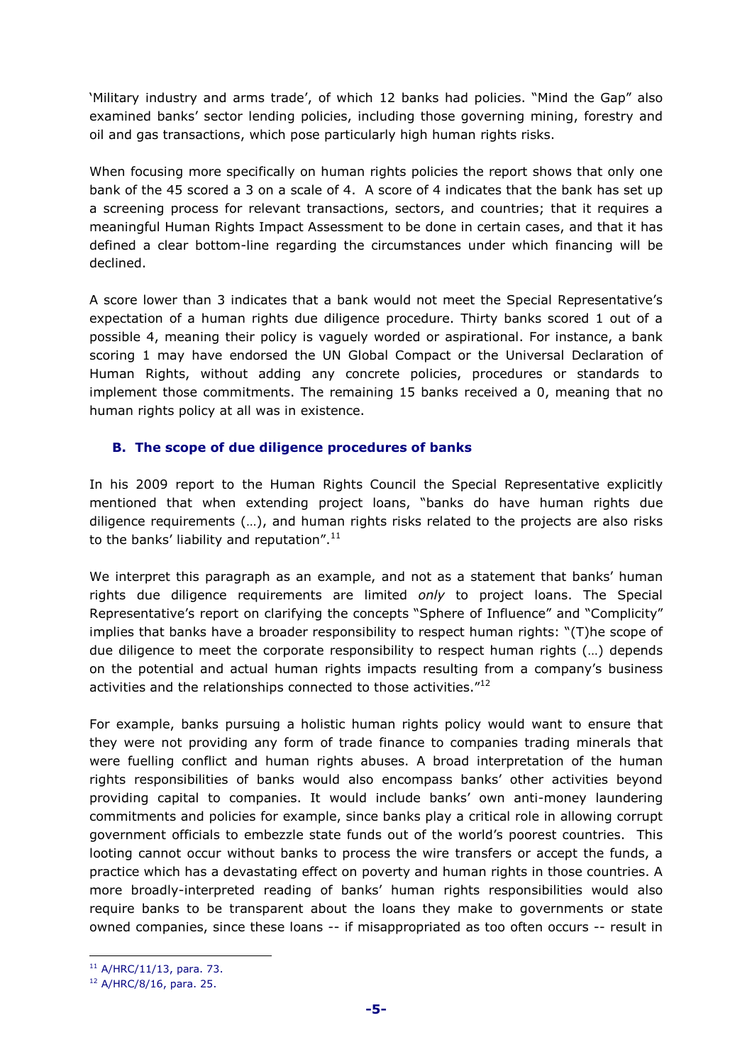'Military industry and arms trade', of which 12 banks had policies. "Mind the Gap" also examined banks' sector lending policies, including those governing mining, forestry and oil and gas transactions, which pose particularly high human rights risks.

When focusing more specifically on human rights policies the report shows that only one bank of the 45 scored a 3 on a scale of 4. A score of 4 indicates that the bank has set up a screening process for relevant transactions, sectors, and countries; that it requires a meaningful Human Rights Impact Assessment to be done in certain cases, and that it has defined a clear bottom-line regarding the circumstances under which financing will be declined.

A score lower than 3 indicates that a bank would not meet the Special Representative's expectation of a human rights due diligence procedure. Thirty banks scored 1 out of a possible 4, meaning their policy is vaguely worded or aspirational. For instance, a bank scoring 1 may have endorsed the UN Global Compact or the Universal Declaration of Human Rights, without adding any concrete policies, procedures or standards to implement those commitments. The remaining 15 banks received a 0, meaning that no human rights policy at all was in existence.

### B. The scope of due diligence procedures of banks

In his 2009 report to the Human Rights Council the Special Representative explicitly mentioned that when extending project loans, "banks do have human rights due diligence requirements (…), and human rights risks related to the projects are also risks to the banks' liability and reputation".[11]

We interpret this paragraph as an example, and not as a statement that banks' human rights due diligence requirements are limited *only* to project loans. The Special Representative's report on clarifying the concepts "Sphere of Influence" and "Complicity" implies that banks have a broader responsibility to respect human rights: "(T)he scope of due diligence to meet the corporate responsibility to respect human rights (…) depends on the potential and actual human rights impacts resulting from a company's business activities and the relationships connected to those activities."[12]

For example, banks pursuing a holistic human rights policy would want to ensure that they were not providing any form of trade finance to companies trading minerals that were fuelling conflict and human rights abuses. A broad interpretation of the human rights responsibilities of banks would also encompass banks' other activities beyond providing capital to companies. It would include banks' own anti-money laundering commitments and policies for example, since banks play a critical role in allowing corrupt government officials to embezzle state funds out of the world's poorest countries. This looting cannot occur without banks to process the wire transfers or accept the funds, a practice which has a devastating effect on poverty and human rights in those countries. A more broadly-interpreted reading of banks' human rights responsibilities would also require banks to be transparent about the loans they make to governments or state owned companies, since these loans -- if misappropriated as too often occurs -- result in

[11] A/HRC/11/13, para. 73.

[12] A/HRC/8/16, para. 25.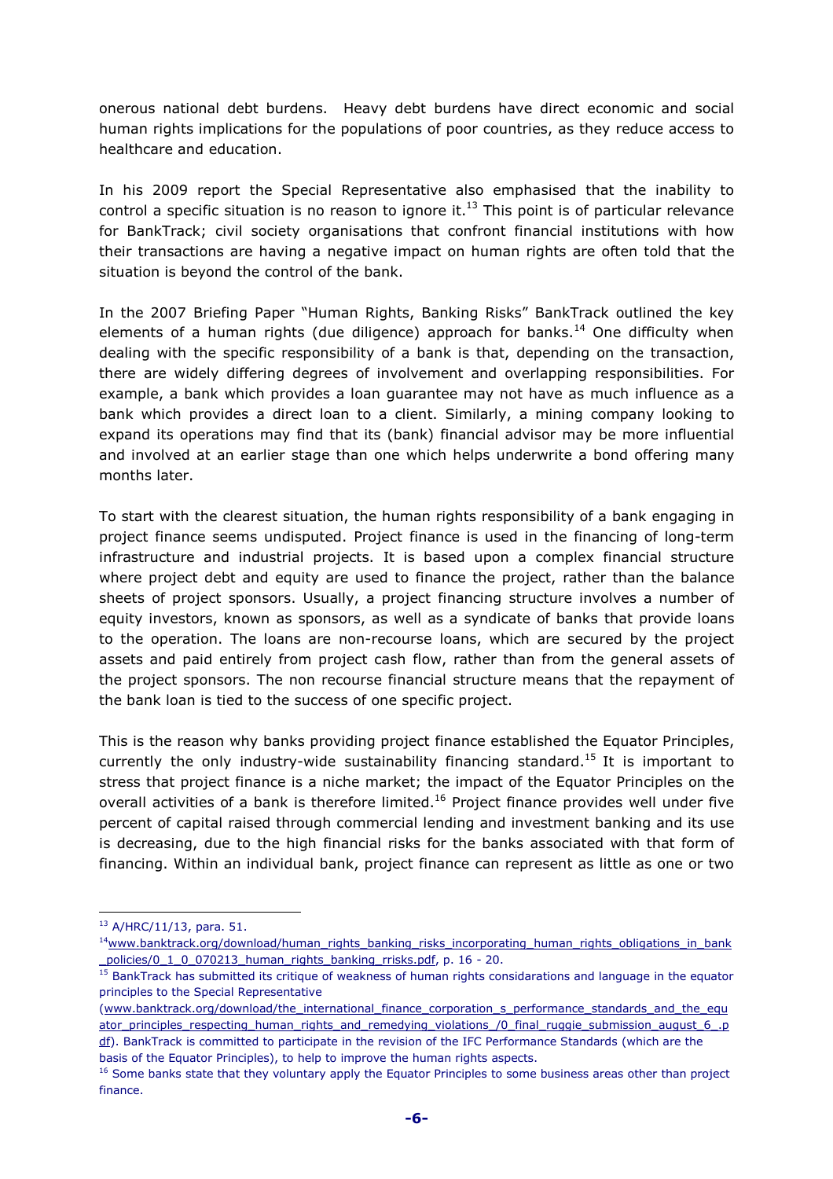onerous national debt burdens. Heavy debt burdens have direct economic and social human rights implications for the populations of poor countries, as they reduce access to healthcare and education.

In his 2009 report the Special Representative also emphasised that the inability to control a specific situation is no reason to ignore it.[13] This point is of particular relevance for BankTrack; civil society organisations that confront financial institutions with how their transactions are having a negative impact on human rights are often told that the situation is beyond the control of the bank.

In the 2007 Briefing Paper "Human Rights, Banking Risks" BankTrack outlined the key elements of a human rights (due diligence) approach for banks.[14] One difficulty when dealing with the specific responsibility of a bank is that, depending on the transaction, there are widely differing degrees of involvement and overlapping responsibilities. For example, a bank which provides a loan guarantee may not have as much influence as a bank which provides a direct loan to a client. Similarly, a mining company looking to expand its operations may find that its (bank) financial advisor may be more influential and involved at an earlier stage than one which helps underwrite a bond offering many months later.

To start with the clearest situation, the human rights responsibility of a bank engaging in project finance seems undisputed. Project finance is used in the financing of long-term infrastructure and industrial projects. It is based upon a complex financial structure where project debt and equity are used to finance the project, rather than the balance sheets of project sponsors. Usually, a project financing structure involves a number of equity investors, known as sponsors, as well as a syndicate of banks that provide loans to the operation. The loans are non-recourse loans, which are secured by the project assets and paid entirely from project cash flow, rather than from the general assets of the project sponsors. The non recourse financial structure means that the repayment of the bank loan is tied to the success of one specific project.

This is the reason why banks providing project finance established the Equator Principles, currently the only industry-wide sustainability financing standard.[15] It is important to stress that project finance is a niche market; the impact of the Equator Principles on the overall activities of a bank is therefore limited.[16] Project finance provides well under five percent of capital raised through commercial lending and investment banking and its use is decreasing, due to the high financial risks for the banks associated with that form of financing. Within an individual bank, project finance can represent as little as one or two

---

[13] A/HRC/11/13, para. 51.

[14] www.banktrack.org/download/human_rights_banking_risks_incorporating_human_rights_obligations_in_bank_policies/0_1_0_070213_human_rights_banking_rrisks.pdf, p. 16 - 20.

[15] BankTrack has submitted its critique of weakness of human rights considarations and language in the equator principles to the Special Representative (www.banktrack.org/download/the_international_finance_corporation_s_performance_standards_and_the_equator_principles_respecting_human_rights_and_remedying_violations_/0_final_ruggie_submission_august_6_.pdf). BankTrack is committed to participate in the revision of the IFC Performance Standards (which are the basis of the Equator Principles), to help to improve the human rights aspects.

[16] Some banks state that they voluntary apply the Equator Principles to some business areas other than project finance.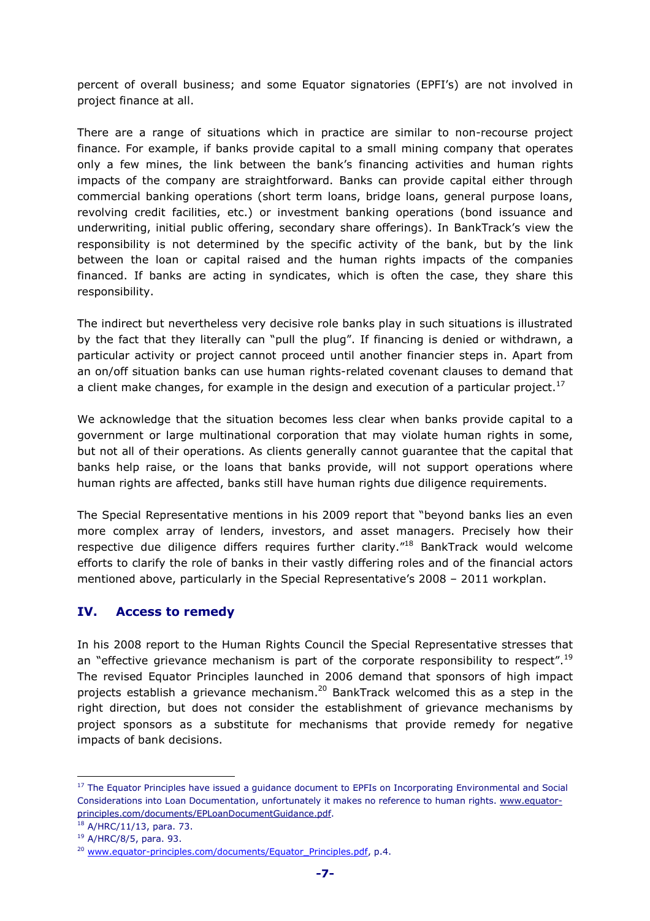percent of overall business; and some Equator signatories (EPFI's) are not involved in project finance at all.

There are a range of situations which in practice are similar to non-recourse project finance. For example, if banks provide capital to a small mining company that operates only a few mines, the link between the bank's financing activities and human rights impacts of the company are straightforward. Banks can provide capital either through commercial banking operations (short term loans, bridge loans, general purpose loans, revolving credit facilities, etc.) or investment banking operations (bond issuance and underwriting, initial public offering, secondary share offerings). In BankTrack's view the responsibility is not determined by the specific activity of the bank, but by the link between the loan or capital raised and the human rights impacts of the companies financed. If banks are acting in syndicates, which is often the case, they share this responsibility.

The indirect but nevertheless very decisive role banks play in such situations is illustrated by the fact that they literally can "pull the plug". If financing is denied or withdrawn, a particular activity or project cannot proceed until another financier steps in. Apart from an on/off situation banks can use human rights-related covenant clauses to demand that a client make changes, for example in the design and execution of a particular project.[17]

We acknowledge that the situation becomes less clear when banks provide capital to a government or large multinational corporation that may violate human rights in some, but not all of their operations. As clients generally cannot guarantee that the capital that banks help raise, or the loans that banks provide, will not support operations where human rights are affected, banks still have human rights due diligence requirements.

The Special Representative mentions in his 2009 report that "beyond banks lies an even more complex array of lenders, investors, and asset managers. Precisely how their respective due diligence differs requires further clarity."[18] BankTrack would welcome efforts to clarify the role of banks in their vastly differing roles and of the financial actors mentioned above, particularly in the Special Representative's 2008 – 2011 workplan.

## IV. Access to remedy

In his 2008 report to the Human Rights Council the Special Representative stresses that an "effective grievance mechanism is part of the corporate responsibility to respect".[19] The revised Equator Principles launched in 2006 demand that sponsors of high impact projects establish a grievance mechanism.[20] BankTrack welcomed this as a step in the right direction, but does not consider the establishment of grievance mechanisms by project sponsors as a substitute for mechanisms that provide remedy for negative impacts of bank decisions.

---

[17] The Equator Principles have issued a guidance document to EPFIs on Incorporating Environmental and Social Considerations into Loan Documentation, unfortunately it makes no reference to human rights. www.equator-principles.com/documents/EPLoanDocumentGuidance.pdf.

[18] A/HRC/11/13, para. 73.

[19] A/HRC/8/5, para. 93.

[20] www.equator-principles.com/documents/Equator_Principles.pdf, p.4.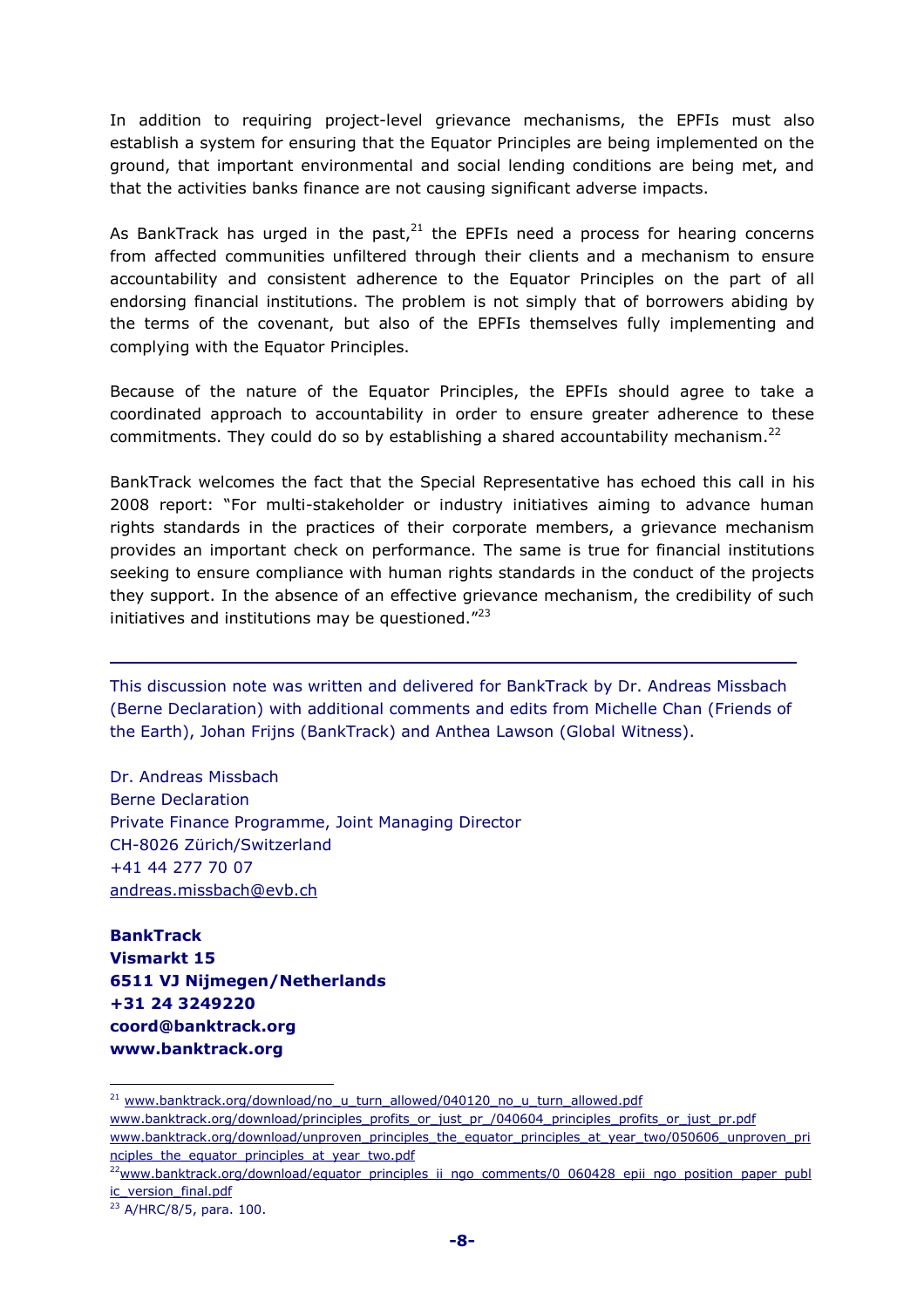In addition to requiring project-level grievance mechanisms, the EPFIs must also establish a system for ensuring that the Equator Principles are being implemented on the ground, that important environmental and social lending conditions are being met, and that the activities banks finance are not causing significant adverse impacts.

As BankTrack has urged in the past,[21] the EPFIs need a process for hearing concerns from affected communities unfiltered through their clients and a mechanism to ensure accountability and consistent adherence to the Equator Principles on the part of all endorsing financial institutions. The problem is not simply that of borrowers abiding by the terms of the covenant, but also of the EPFIs themselves fully implementing and complying with the Equator Principles.

Because of the nature of the Equator Principles, the EPFIs should agree to take a coordinated approach to accountability in order to ensure greater adherence to these commitments. They could do so by establishing a shared accountability mechanism.[22]

BankTrack welcomes the fact that the Special Representative has echoed this call in his 2008 report: "For multi-stakeholder or industry initiatives aiming to advance human rights standards in the practices of their corporate members, a grievance mechanism provides an important check on performance. The same is true for financial institutions seeking to ensure compliance with human rights standards in the conduct of the projects they support. In the absence of an effective grievance mechanism, the credibility of such initiatives and institutions may be questioned."[23]

---

This discussion note was written and delivered for BankTrack by Dr. Andreas Missbach (Berne Declaration) with additional comments and edits from Michelle Chan (Friends of the Earth), Johan Frijns (BankTrack) and Anthea Lawson (Global Witness).

Dr. Andreas Missbach
Berne Declaration
Private Finance Programme, Joint Managing Director
CH-8026 Zürich/Switzerland
+41 44 277 70 07
andreas.missbach@evb.ch

**BankTrack**
**Vismarkt 15**
**6511 VJ Nijmegen/Netherlands**
**+31 24 3249220**
**coord@banktrack.org**
**www.banktrack.org**

---

[21] www.banktrack.org/download/no_u_turn_allowed/040120_no_u_turn_allowed.pdf
www.banktrack.org/download/principles_profits_or_just_pr_/040604_principles_profits_or_just_pr.pdf
www.banktrack.org/download/unproven_principles_the_equator_principles_at_year_two/050606_unproven_principles_the_equator_principles_at_year_two.pdf

[22] www.banktrack.org/download/equator_principles_ii_ngo_comments/0_060428_epii_ngo_position_paper_public_version_final.pdf

[23] A/HRC/8/5, para. 100.